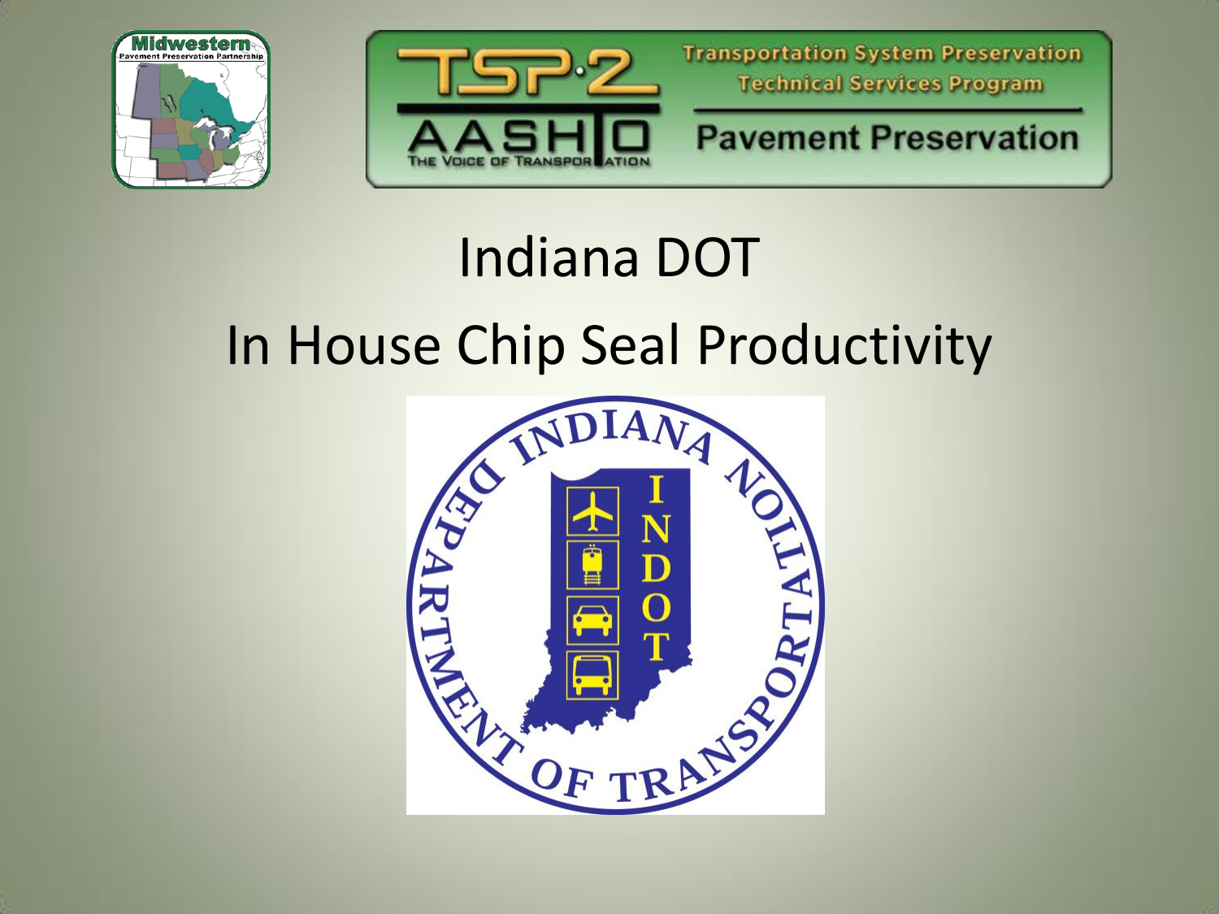# Indiana DOT

# In House Chip Seal Productivity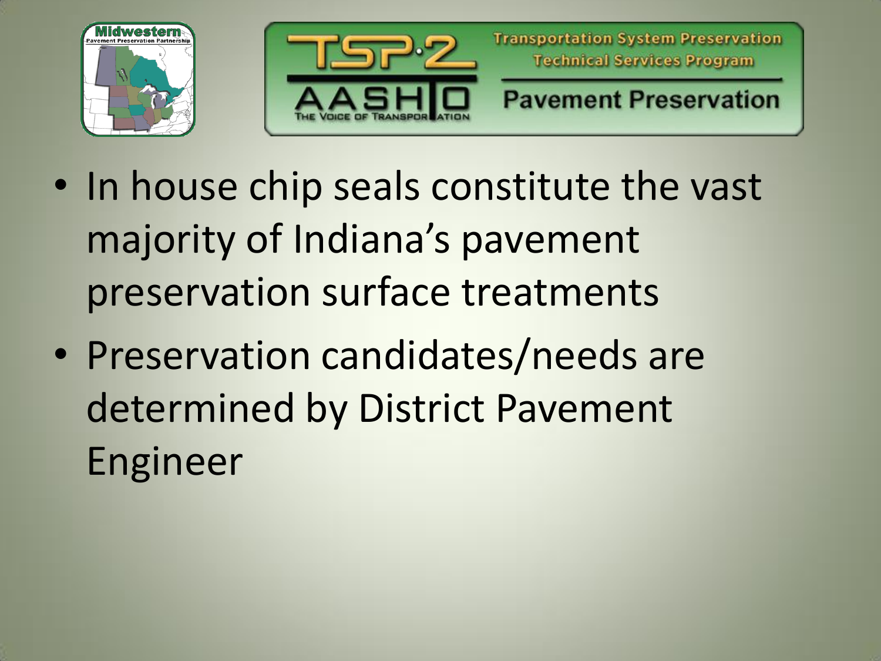- In house chip seals constitute the vast majority of Indiana's pavement preservation surface treatments
- Preservation candidates/needs are determined by District Pavement Engineer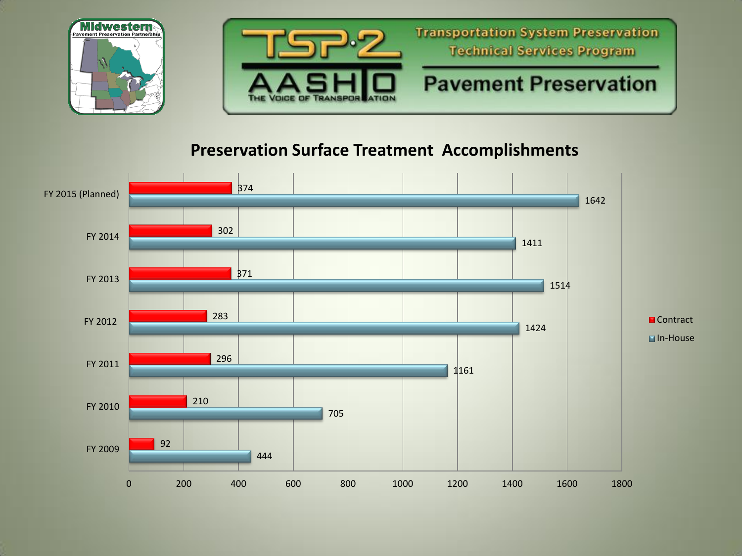Midwestern Pavement Preservation Partnership

TSP·2 AASHTO THE VOICE OF TRANSPORTATION

Transportation System Preservation Technical Services Program

Pavement Preservation

## Preservation Surface Treatment Accomplishments

| | Contract | In-House |
|---|---|---|
| FY 2015 (Planned) | 374 | 1642 |
| FY 2014 | 302 | 1411 |
| FY 2013 | 371 | 1514 |
| FY 2012 | 283 | 1424 |
| FY 2011 | 296 | 1161 |
| FY 2010 | 210 | 705 |
| FY 2009 | 92 | 444 |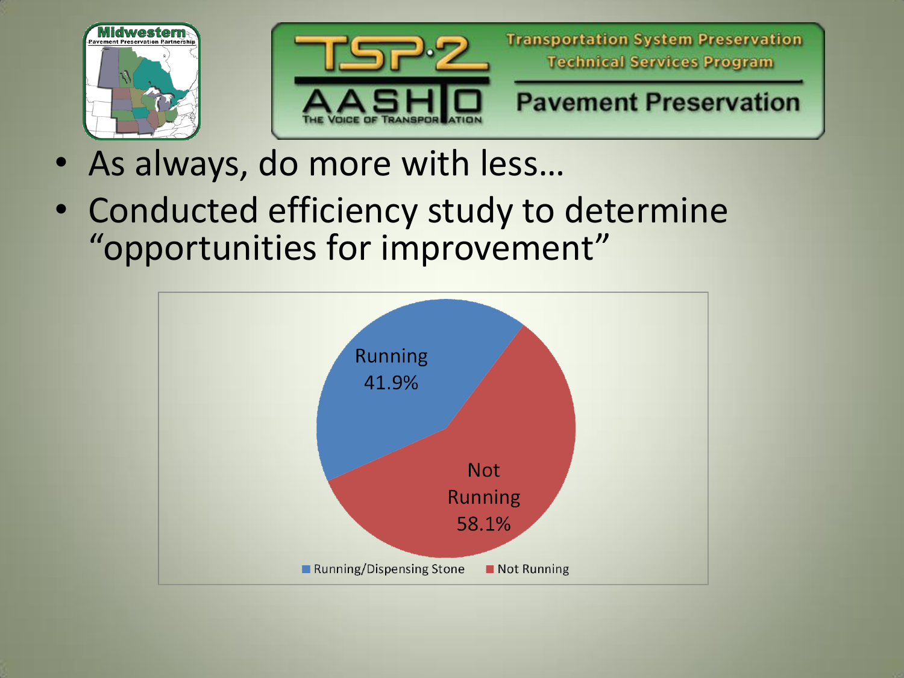- As always, do more with less…
- Conducted efficiency study to determine "opportunities for improvement"

| Category | Percentage |
|---|---|
| Running/Dispensing Stone | 41.9% |
| Not Running | 58.1% |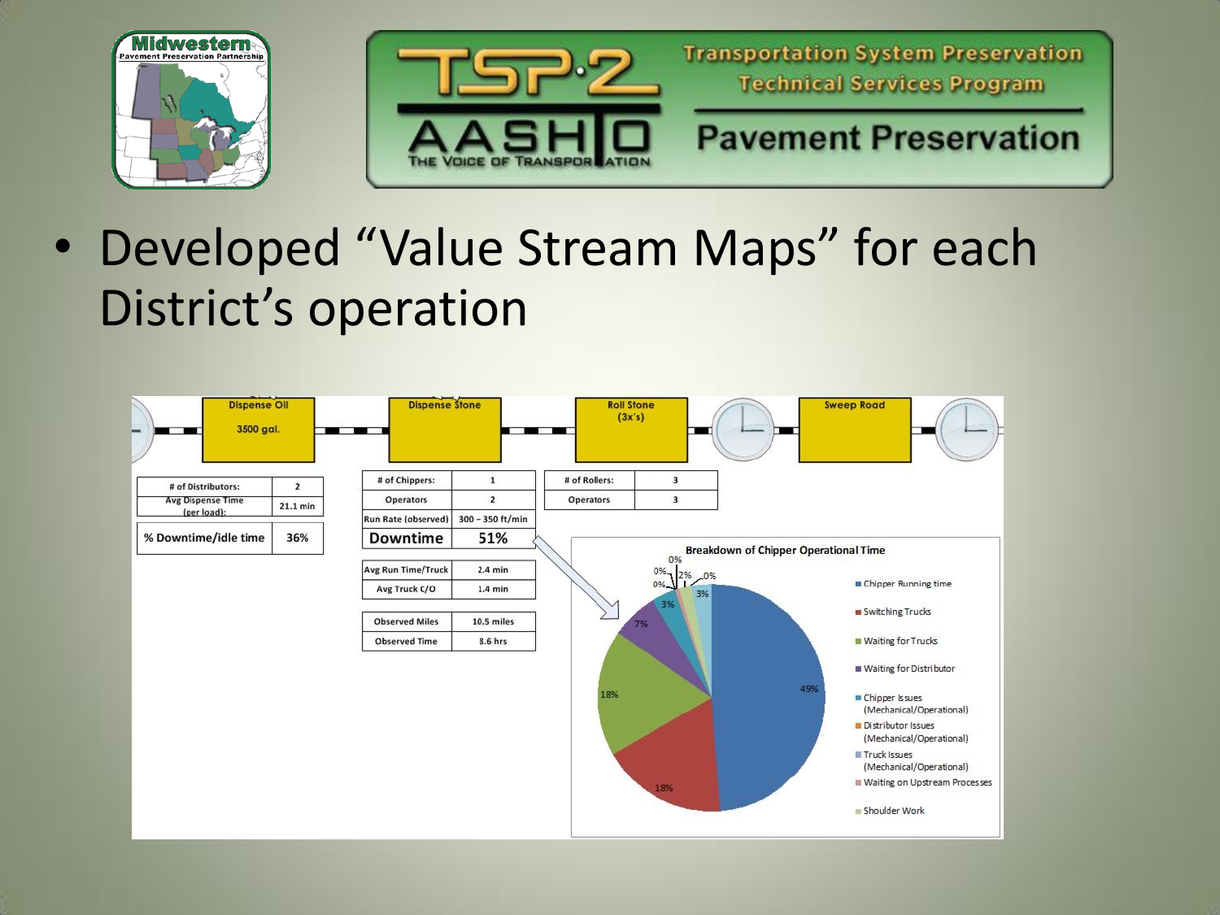- Developed "Value Stream Maps" for each District's operation

**Dispense Oil** — 3500 gal.

| # of Distributors: | 2 |
| --- | --- |
| Avg Dispense Time (per load): | 21.1 min |

| % Downtime/idle time | 36% |
| --- | --- |

**Dispense Stone**

| # of Chippers: | 1 |
| --- | --- |
| Operators | 2 |
| Run Rate (observed) | 300 – 350 ft/min |
| **Downtime** | **51%** |

| Avg Run Time/Truck | 2.4 min |
| --- | --- |
| Avg Truck C/O | 1.4 min |

| Observed Miles | 10.5 miles |
| --- | --- |
| Observed Time | 8.6 hrs |

**Roll Stone (3x's)**

| # of Rollers: | 3 |
| --- | --- |
| Operators | 3 |

**Sweep Road**

**Breakdown of Chipper Operational Time**

| Category | % |
| --- | --- |
| Chipper Running time | 49% |
| Switching Trucks | 18% |
| Waiting for Trucks | 18% |
| Waiting for Distributor | 7% |
| Chipper Issues (Mechanical/Operational) | 3% |
| Distributor Issues (Mechanical/Operational) | 0% |
| Truck Issues (Mechanical/Operational) | 3% |
| Waiting on Upstream Processes | 0% |
| Shoulder Work | 2% |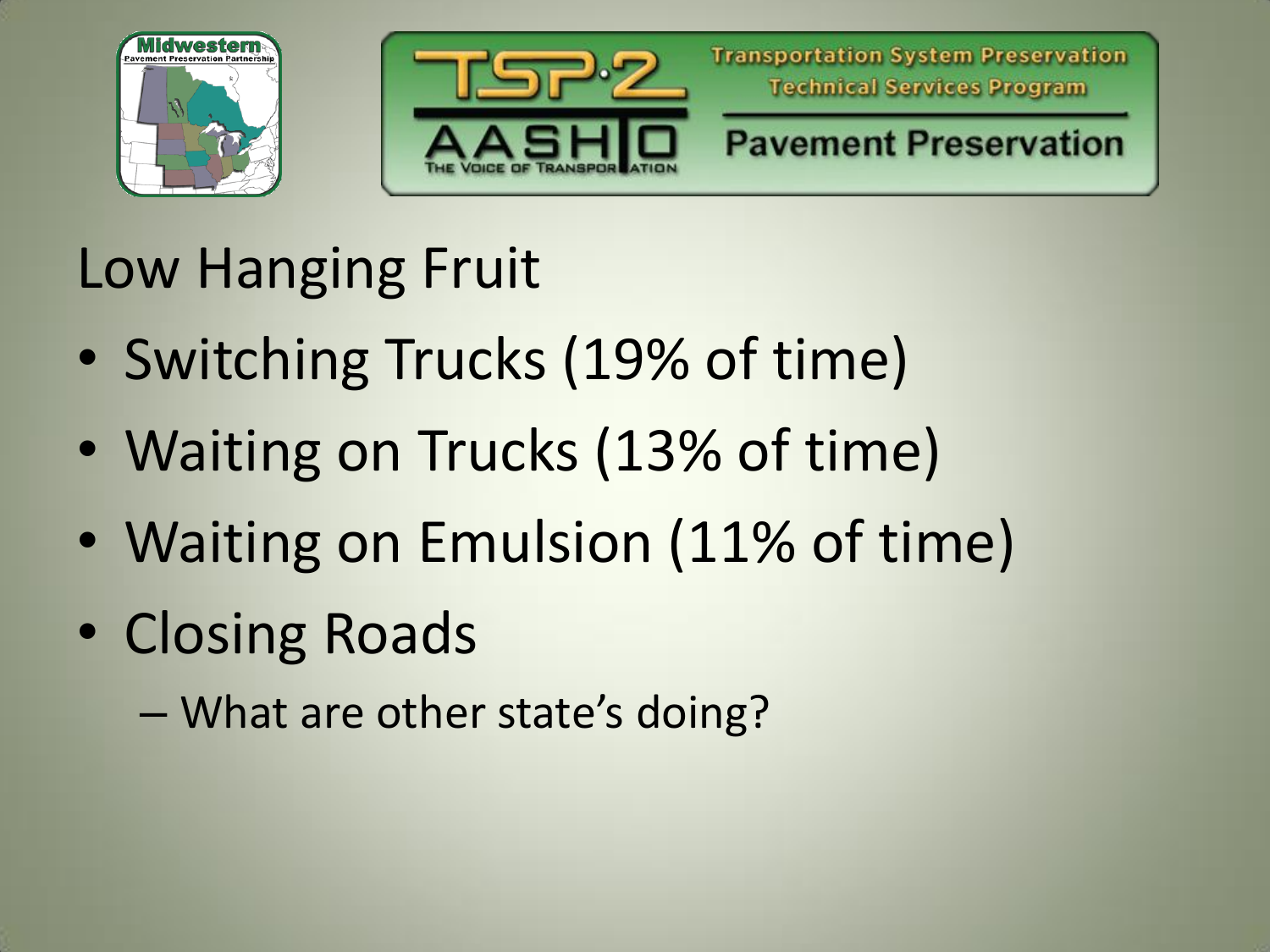# Low Hanging Fruit

- Switching Trucks (19% of time)
- Waiting on Trucks (13% of time)
- Waiting on Emulsion (11% of time)
- Closing Roads
  - What are other state's doing?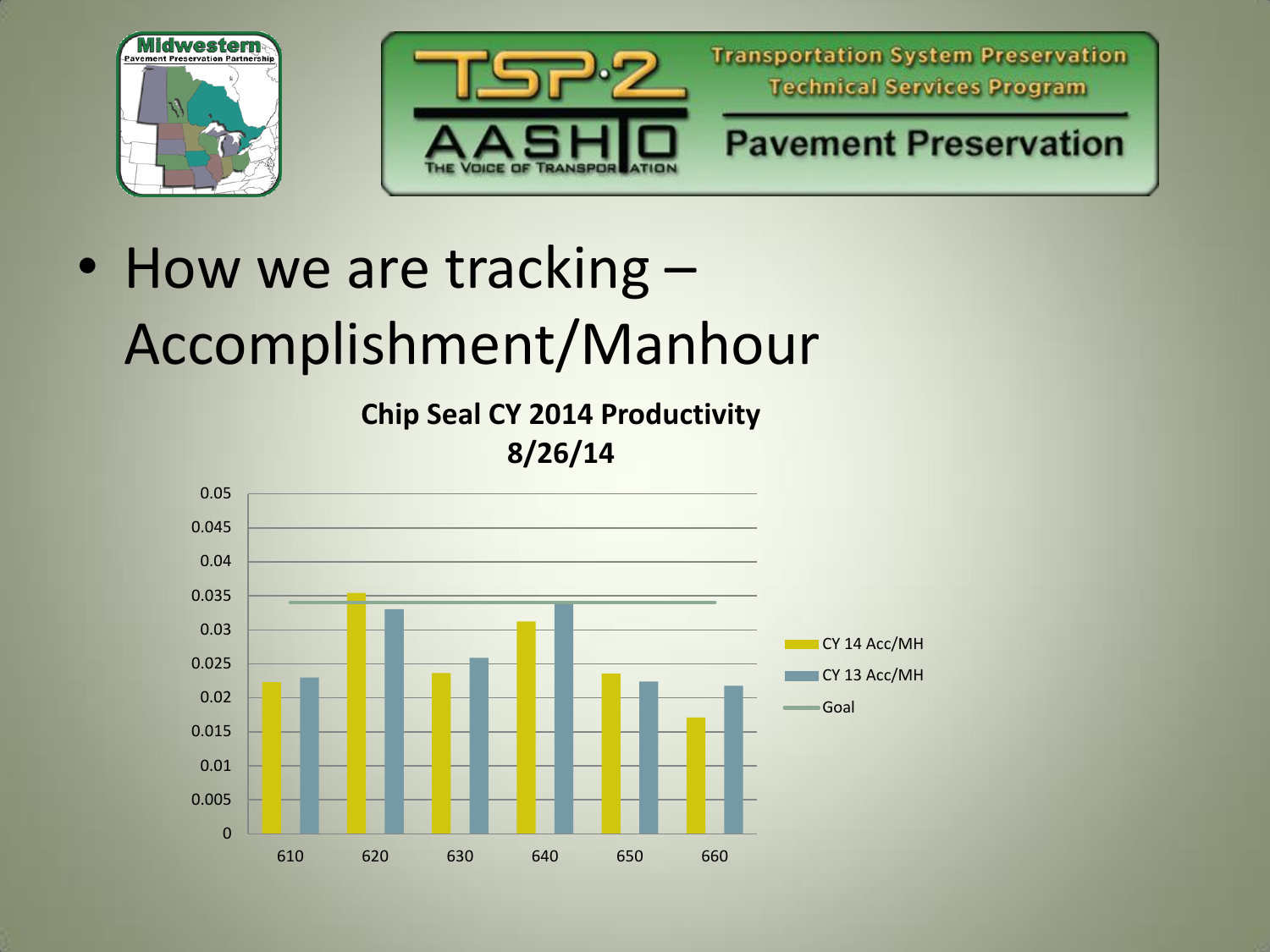Midwestern Pavement Preservation Partnership

TSP·2 AASHTO THE VOICE OF TRANSPORTATION

Transportation System Preservation Technical Services Program

Pavement Preservation

- How we are tracking – Accomplishment/Manhour

**Chip Seal CY 2014 Productivity 8/26/14**

| | CY 14 Acc/MH | CY 13 Acc/MH | Goal |
|---|---|---|---|
| 610 | 0.0223 | 0.023 | 0.034 |
| 620 | 0.0355 | 0.033 | 0.034 |
| 630 | 0.0237 | 0.0259 | 0.034 |
| 640 | 0.0312 | 0.034 | 0.034 |
| 650 | 0.0236 | 0.0224 | 0.034 |
| 660 | 0.0171 | 0.0218 | 0.034 |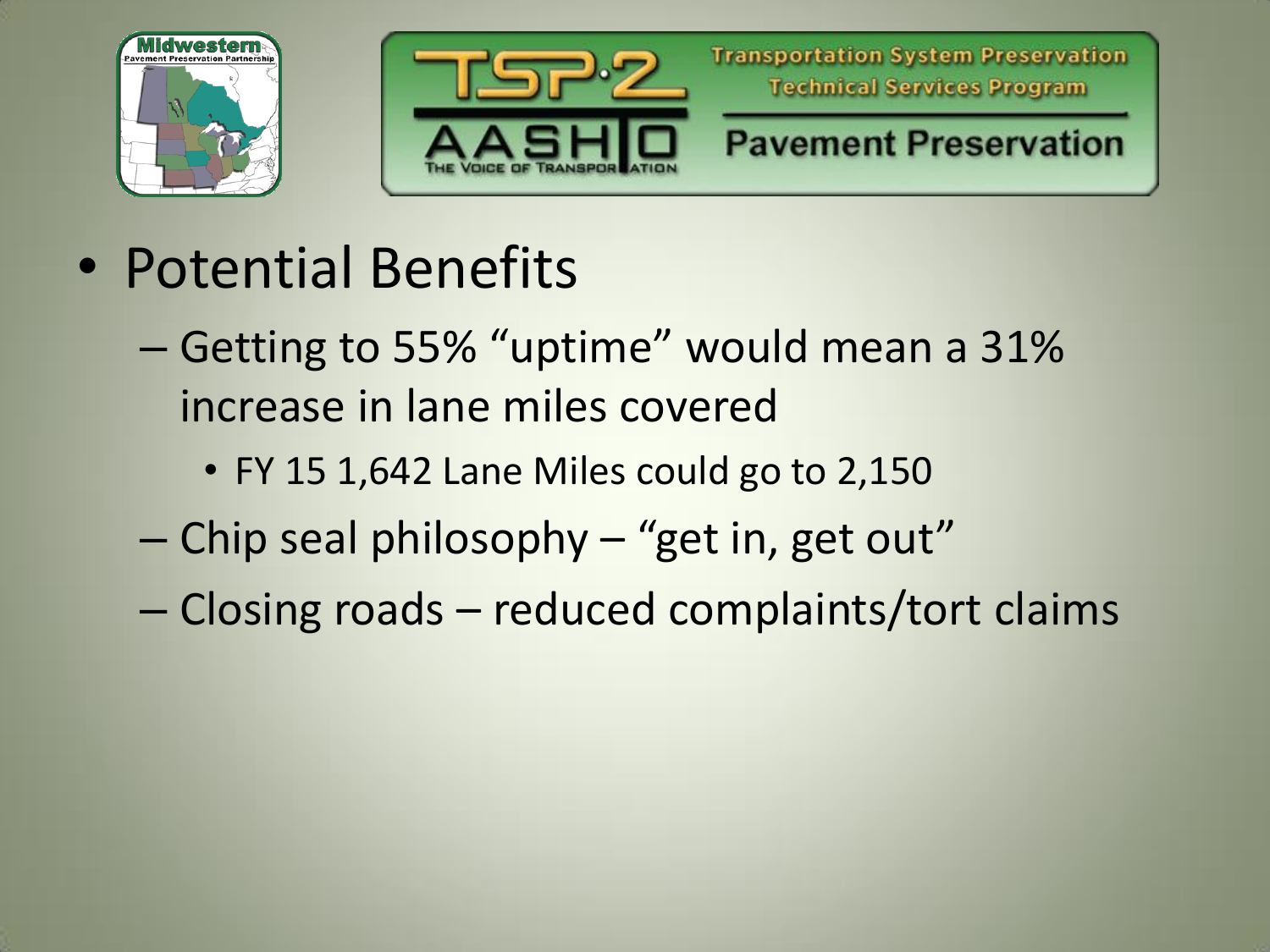- Potential Benefits
  - Getting to 55% "uptime" would mean a 31% increase in lane miles covered
    - FY 15 1,642 Lane Miles could go to 2,150
  - Chip seal philosophy – "get in, get out"
  - Closing roads – reduced complaints/tort claims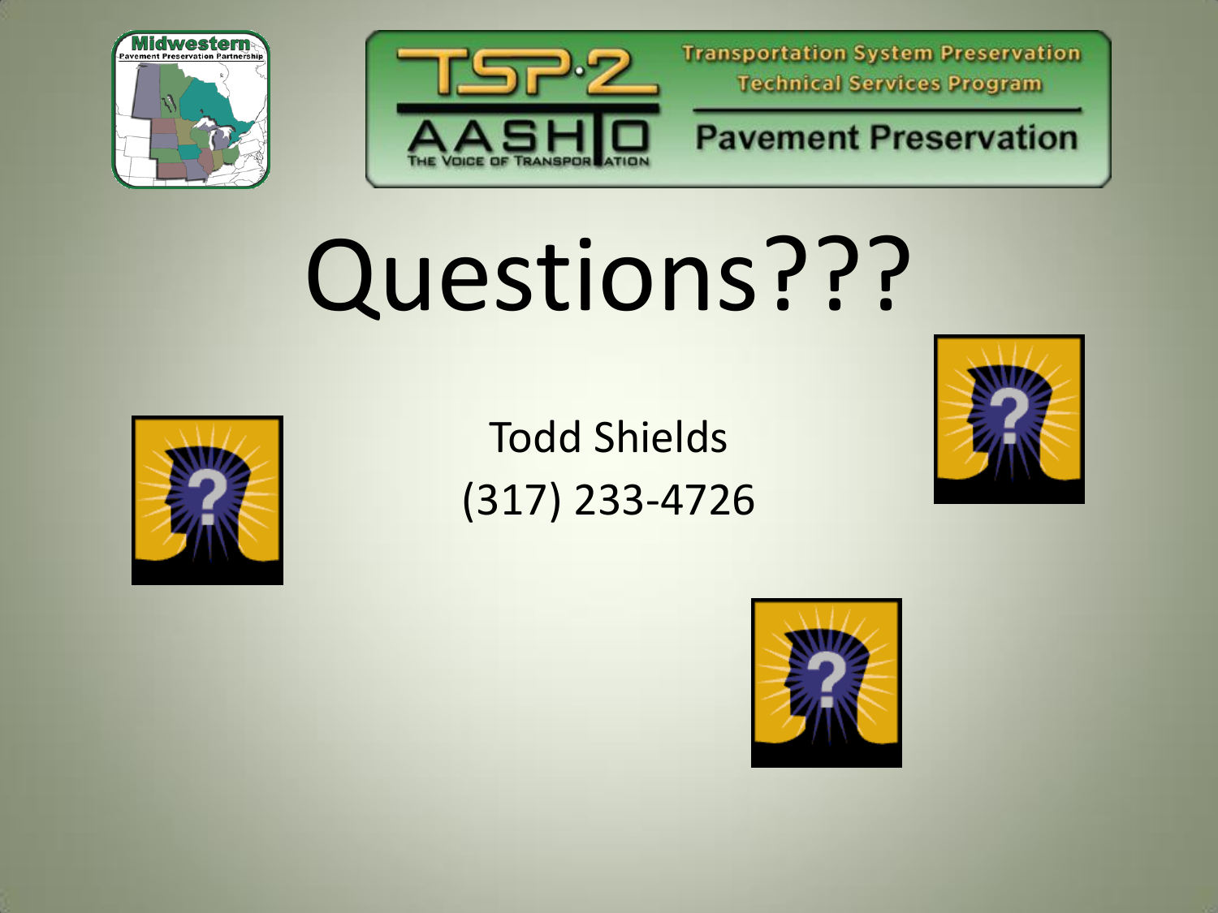# Questions???

Todd Shields
(317) 233-4726